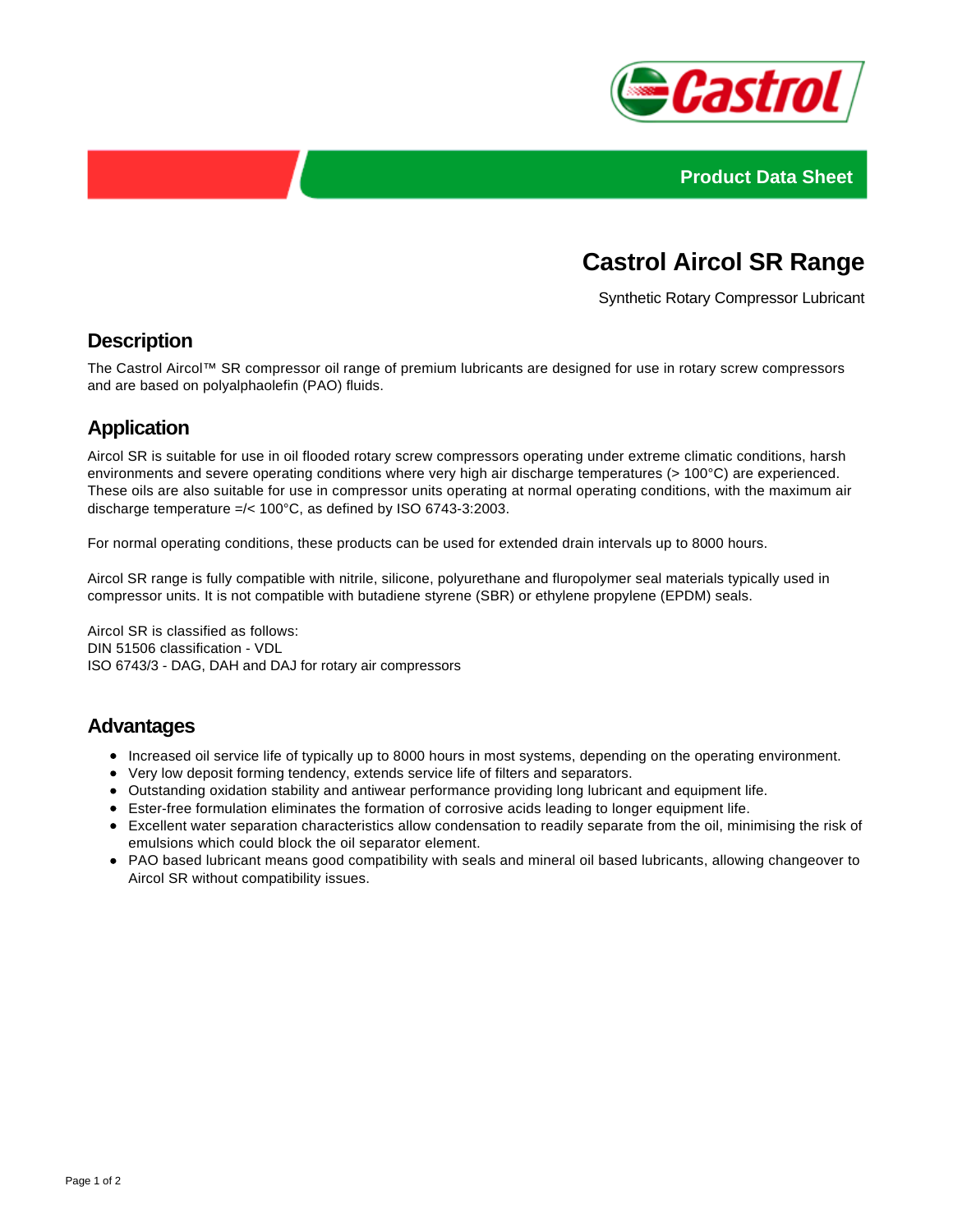Product Data Sheet

# Castrol Aircol SR Range

Synthetic Rotary Compressor Lubricant

## Description

The Castrol Aircol™ SR compressor oil range of premium lubricants are designed for use in rotary screw compressors and are based on polyalphaolefin (PAO) fluids.

## Application

Aircol SR is suitable for use in oil flooded rotary screw compressors operating under extreme climatic conditions, harsh environments and severe operating conditions where very high air discharge temperatures (> 100°C) are experienced. These oils are also suitable for use in compressor units operating at normal operating conditions, with the maximum air discharge temperature =/< 100°C, as defined by ISO 6743-3:2003.

For normal operating conditions, these products can be used for extended drain intervals up to 8000 hours.

Aircol SR range is fully compatible with nitrile, silicone, polyurethane and fluropolymer seal materials typically used in compressor units. It is not compatible with butadiene styrene (SBR) or ethylene propylene (EPDM) seals.

Aircol SR is classified as follows:
DIN 51506 classification - VDL
ISO 6743/3 - DAG, DAH and DAJ for rotary air compressors

## Advantages

- Increased oil service life of typically up to 8000 hours in most systems, depending on the operating environment.
- Very low deposit forming tendency, extends service life of filters and separators.
- Outstanding oxidation stability and antiwear performance providing long lubricant and equipment life.
- Ester-free formulation eliminates the formation of corrosive acids leading to longer equipment life.
- Excellent water separation characteristics allow condensation to readily separate from the oil, minimising the risk of emulsions which could block the oil separator element.
- PAO based lubricant means good compatibility with seals and mineral oil based lubricants, allowing changeover to Aircol SR without compatibility issues.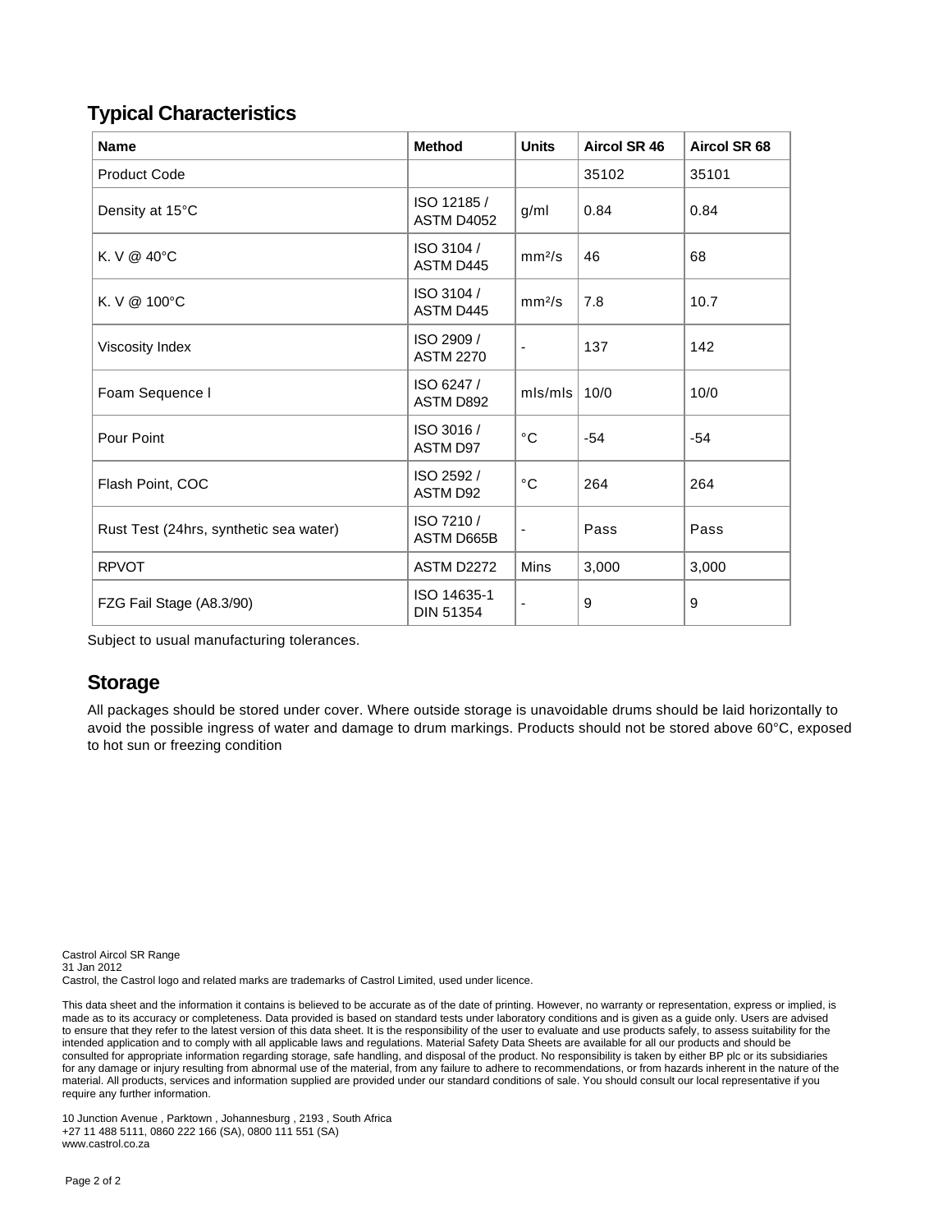## Typical Characteristics

| Name | Method | Units | Aircol SR 46 | Aircol SR 68 |
|---|---|---|---|---|
| Product Code | | | 35102 | 35101 |
| Density at 15°C | ISO 12185 / ASTM D4052 | g/ml | 0.84 | 0.84 |
| K. V @ 40°C | ISO 3104 / ASTM D445 | mm²/s | 46 | 68 |
| K. V @ 100°C | ISO 3104 / ASTM D445 | mm²/s | 7.8 | 10.7 |
| Viscosity Index | ISO 2909 / ASTM 2270 | - | 137 | 142 |
| Foam Sequence l | ISO 6247 / ASTM D892 | mls/mls | 10/0 | 10/0 |
| Pour Point | ISO 3016 / ASTM D97 | °C | -54 | -54 |
| Flash Point, COC | ISO 2592 / ASTM D92 | °C | 264 | 264 |
| Rust Test (24hrs, synthetic sea water) | ISO 7210 / ASTM D665B | - | Pass | Pass |
| RPVOT | ASTM D2272 | Mins | 3,000 | 3,000 |
| FZG Fail Stage (A8.3/90) | ISO 14635-1 DIN 51354 | - | 9 | 9 |

Subject to usual manufacturing tolerances.

## Storage

All packages should be stored under cover. Where outside storage is unavoidable drums should be laid horizontally to avoid the possible ingress of water and damage to drum markings. Products should not be stored above 60°C, exposed to hot sun or freezing condition

Castrol Aircol SR Range
31 Jan 2012
Castrol, the Castrol logo and related marks are trademarks of Castrol Limited, used under licence.

This data sheet and the information it contains is believed to be accurate as of the date of printing. However, no warranty or representation, express or implied, is made as to its accuracy or completeness. Data provided is based on standard tests under laboratory conditions and is given as a guide only. Users are advised to ensure that they refer to the latest version of this data sheet. It is the responsibility of the user to evaluate and use products safely, to assess suitability for the intended application and to comply with all applicable laws and regulations. Material Safety Data Sheets are available for all our products and should be consulted for appropriate information regarding storage, safe handling, and disposal of the product. No responsibility is taken by either BP plc or its subsidiaries for any damage or injury resulting from abnormal use of the material, from any failure to adhere to recommendations, or from hazards inherent in the nature of the material. All products, services and information supplied are provided under our standard conditions of sale. You should consult our local representative if you require any further information.

10 Junction Avenue , Parktown , Johannesburg , 2193 , South Africa
+27 11 488 5111, 0860 222 166 (SA), 0800 111 551 (SA)
www.castrol.co.za